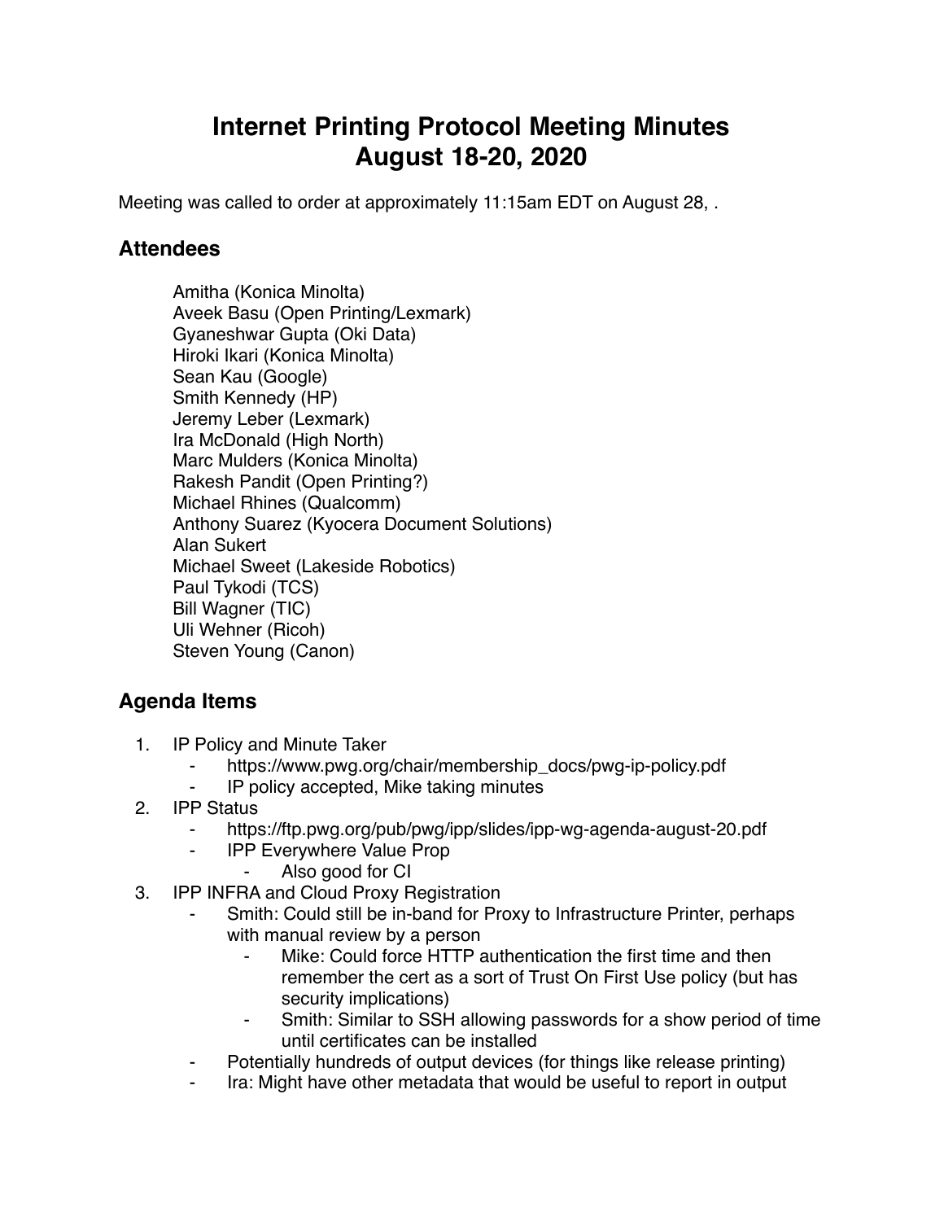# Internet Printing Protocol Meeting Minutes
# August 18-20, 2020

Meeting was called to order at approximately 11:15am EDT on August 28, .

## Attendees

Amitha (Konica Minolta)
Aveek Basu (Open Printing/Lexmark)
Gyaneshwar Gupta (Oki Data)
Hiroki Ikari (Konica Minolta)
Sean Kau (Google)
Smith Kennedy (HP)
Jeremy Leber (Lexmark)
Ira McDonald (High North)
Marc Mulders (Konica Minolta)
Rakesh Pandit (Open Printing?)
Michael Rhines (Qualcomm)
Anthony Suarez (Kyocera Document Solutions)
Alan Sukert
Michael Sweet (Lakeside Robotics)
Paul Tykodi (TCS)
Bill Wagner (TIC)
Uli Wehner (Ricoh)
Steven Young (Canon)

## Agenda Items

1. IP Policy and Minute Taker
   - https://www.pwg.org/chair/membership_docs/pwg-ip-policy.pdf
   - IP policy accepted, Mike taking minutes
2. IPP Status
   - https://ftp.pwg.org/pub/pwg/ipp/slides/ipp-wg-agenda-august-20.pdf
   - IPP Everywhere Value Prop
     - Also good for CI
3. IPP INFRA and Cloud Proxy Registration
   - Smith: Could still be in-band for Proxy to Infrastructure Printer, perhaps with manual review by a person
     - Mike: Could force HTTP authentication the first time and then remember the cert as a sort of Trust On First Use policy (but has security implications)
     - Smith: Similar to SSH allowing passwords for a show period of time until certificates can be installed
   - Potentially hundreds of output devices (for things like release printing)
   - Ira: Might have other metadata that would be useful to report in output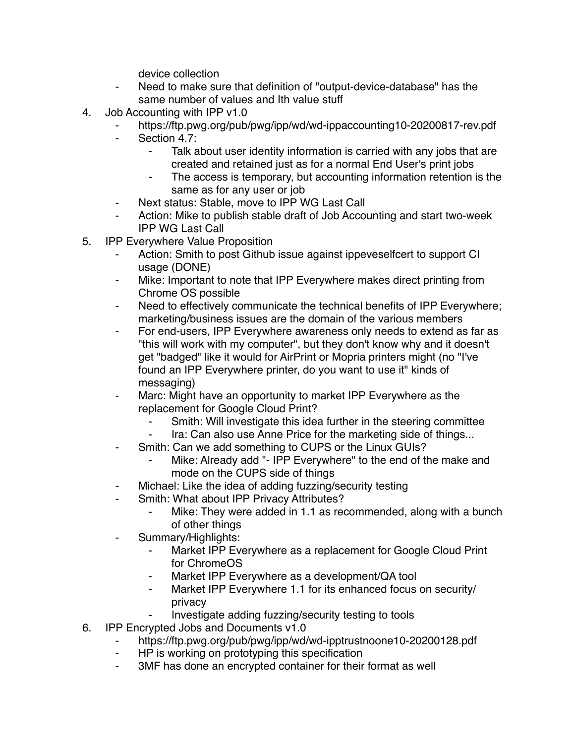device collection
  - Need to make sure that definition of "output-device-database" has the same number of values and Ith value stuff

4. Job Accounting with IPP v1.0
   - https://ftp.pwg.org/pub/pwg/ipp/wd/wd-ippaccounting10-20200817-rev.pdf
   - Section 4.7:
     - Talk about user identity information is carried with any jobs that are created and retained just as for a normal End User's print jobs
     - The access is temporary, but accounting information retention is the same as for any user or job
   - Next status: Stable, move to IPP WG Last Call
   - Action: Mike to publish stable draft of Job Accounting and start two-week IPP WG Last Call
5. IPP Everywhere Value Proposition
   - Action: Smith to post Github issue against ippeveselfcert to support CI usage (DONE)
   - Mike: Important to note that IPP Everywhere makes direct printing from Chrome OS possible
   - Need to effectively communicate the technical benefits of IPP Everywhere; marketing/business issues are the domain of the various members
   - For end-users, IPP Everywhere awareness only needs to extend as far as "this will work with my computer", but they don't know why and it doesn't get "badged" like it would for AirPrint or Mopria printers might (no "I've found an IPP Everywhere printer, do you want to use it" kinds of messaging)
   - Marc: Might have an opportunity to market IPP Everywhere as the replacement for Google Cloud Print?
     - Smith: Will investigate this idea further in the steering committee
     - Ira: Can also use Anne Price for the marketing side of things...
   - Smith: Can we add something to CUPS or the Linux GUIs?
     - Mike: Already add "- IPP Everywhere" to the end of the make and mode on the CUPS side of things
   - Michael: Like the idea of adding fuzzing/security testing
   - Smith: What about IPP Privacy Attributes?
     - Mike: They were added in 1.1 as recommended, along with a bunch of other things
   - Summary/Highlights:
     - Market IPP Everywhere as a replacement for Google Cloud Print for ChromeOS
     - Market IPP Everywhere as a development/QA tool
     - Market IPP Everywhere 1.1 for its enhanced focus on security/privacy
     - Investigate adding fuzzing/security testing to tools
6. IPP Encrypted Jobs and Documents v1.0
   - https://ftp.pwg.org/pub/pwg/ipp/wd/wd-ipptrustnoone10-20200128.pdf
   - HP is working on prototyping this specification
   - 3MF has done an encrypted container for their format as well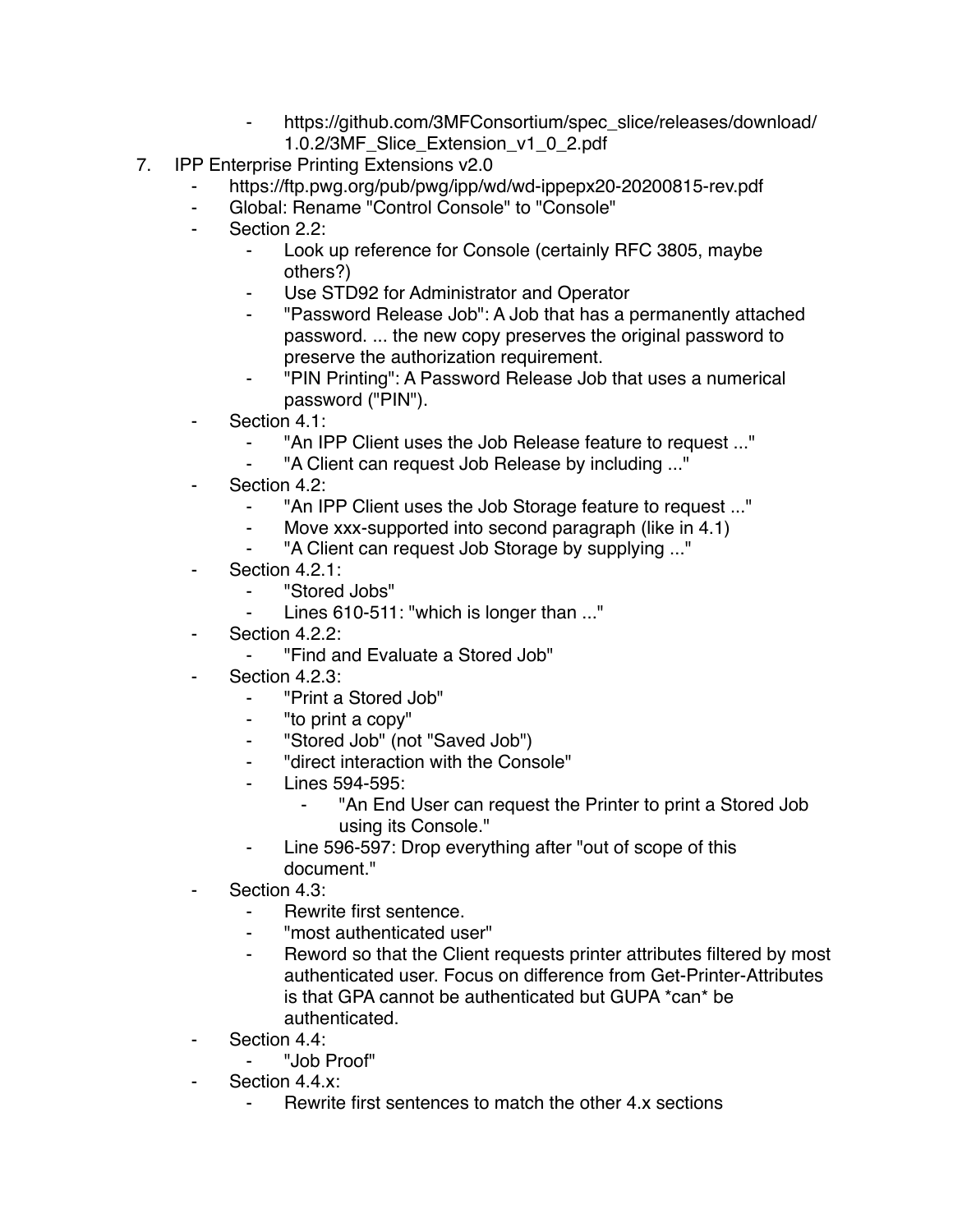- https://github.com/3MFConsortium/spec_slice/releases/download/1.0.2/3MF_Slice_Extension_v1_0_2.pdf

7. IPP Enterprise Printing Extensions v2.0
    - https://ftp.pwg.org/pub/pwg/ipp/wd/wd-ippepx20-20200815-rev.pdf
    - Global: Rename "Control Console" to "Console"
    - Section 2.2:
        - Look up reference for Console (certainly RFC 3805, maybe others?)
        - Use STD92 for Administrator and Operator
        - "Password Release Job": A Job that has a permanently attached password. ... the new copy preserves the original password to preserve the authorization requirement.
        - "PIN Printing": A Password Release Job that uses a numerical password ("PIN").
    - Section 4.1:
        - "An IPP Client uses the Job Release feature to request ..."
        - "A Client can request Job Release by including ..."
    - Section 4.2:
        - "An IPP Client uses the Job Storage feature to request ..."
        - Move xxx-supported into second paragraph (like in 4.1)
        - "A Client can request Job Storage by supplying ..."
    - Section 4.2.1:
        - "Stored Jobs"
        - Lines 610-511: "which is longer than ..."
    - Section 4.2.2:
        - "Find and Evaluate a Stored Job"
    - Section 4.2.3:
        - "Print a Stored Job"
        - "to print a copy"
        - "Stored Job" (not "Saved Job")
        - "direct interaction with the Console"
        - Lines 594-595:
            - "An End User can request the Printer to print a Stored Job using its Console."
        - Line 596-597: Drop everything after "out of scope of this document."
    - Section 4.3:
        - Rewrite first sentence.
        - "most authenticated user"
        - Reword so that the Client requests printer attributes filtered by most authenticated user. Focus on difference from Get-Printer-Attributes is that GPA cannot be authenticated but GUPA *can* be authenticated.
    - Section 4.4:
        - "Job Proof"
    - Section 4.4.x:
        - Rewrite first sentences to match the other 4.x sections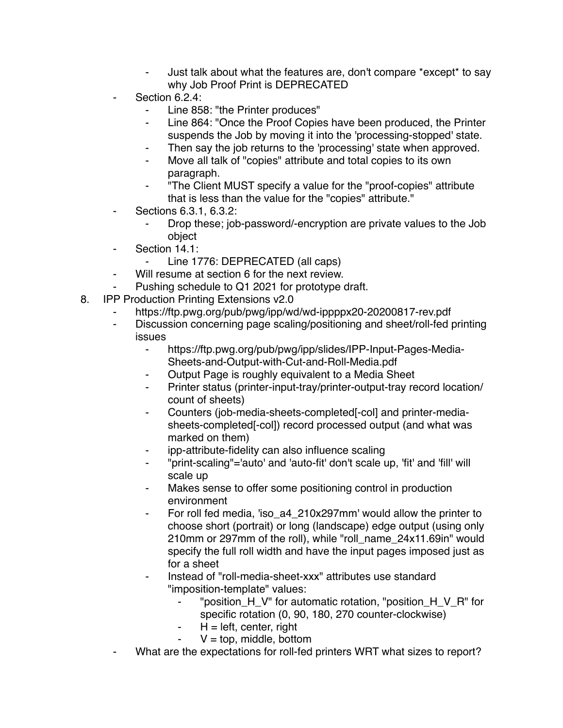- Just talk about what the features are, don't compare *except* to say why Job Proof Print is DEPRECATED
    - Section 6.2.4:
        - Line 858: "the Printer produces"
        - Line 864: "Once the Proof Copies have been produced, the Printer suspends the Job by moving it into the 'processing-stopped' state.
        - Then say the job returns to the 'processing' state when approved.
        - Move all talk of "copies" attribute and total copies to its own paragraph.
        - "The Client MUST specify a value for the "proof-copies" attribute that is less than the value for the "copies" attribute."
    - Sections 6.3.1, 6.3.2:
        - Drop these; job-password/-encryption are private values to the Job object
    - Section 14.1:
        - Line 1776: DEPRECATED (all caps)
    - Will resume at section 6 for the next review.
    - Pushing schedule to Q1 2021 for prototype draft.
8. IPP Production Printing Extensions v2.0
    - https://ftp.pwg.org/pub/pwg/ipp/wd/wd-ippppx20-20200817-rev.pdf
    - Discussion concerning page scaling/positioning and sheet/roll-fed printing issues
        - https://ftp.pwg.org/pub/pwg/ipp/slides/IPP-Input-Pages-Media-Sheets-and-Output-with-Cut-and-Roll-Media.pdf
        - Output Page is roughly equivalent to a Media Sheet
        - Printer status (printer-input-tray/printer-output-tray record location/ count of sheets)
        - Counters (job-media-sheets-completed[-col] and printer-media-sheets-completed[-col]) record processed output (and what was marked on them)
        - ipp-attribute-fidelity can also influence scaling
        - "print-scaling"='auto' and 'auto-fit' don't scale up, 'fit' and 'fill' will scale up
        - Makes sense to offer some positioning control in production environment
        - For roll fed media, 'iso_a4_210x297mm' would allow the printer to choose short (portrait) or long (landscape) edge output (using only 210mm or 297mm of the roll), while "roll_name_24x11.69in" would specify the full roll width and have the input pages imposed just as for a sheet
        - Instead of "roll-media-sheet-xxx" attributes use standard "imposition-template" values:
            - "position_H_V" for automatic rotation, "position_H_V_R" for specific rotation (0, 90, 180, 270 counter-clockwise)
            - H = left, center, right
            - V = top, middle, bottom
    - What are the expectations for roll-fed printers WRT what sizes to report?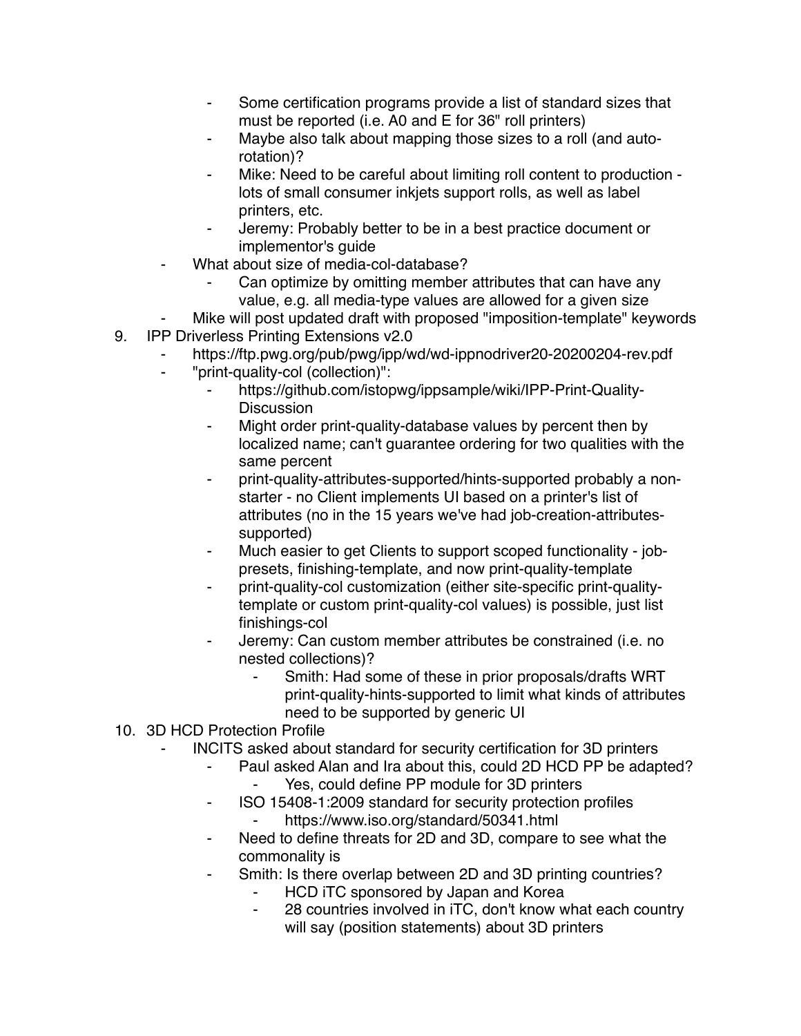- Some certification programs provide a list of standard sizes that must be reported (i.e. A0 and E for 36" roll printers)
        - Maybe also talk about mapping those sizes to a roll (and auto-rotation)?
        - Mike: Need to be careful about limiting roll content to production - lots of small consumer inkjets support rolls, as well as label printers, etc.
        - Jeremy: Probably better to be in a best practice document or implementor's guide
    - What about size of media-col-database?
        - Can optimize by omitting member attributes that can have any value, e.g. all media-type values are allowed for a given size
    - Mike will post updated draft with proposed "imposition-template" keywords

9. IPP Driverless Printing Extensions v2.0
    - https://ftp.pwg.org/pub/pwg/ipp/wd/wd-ippnodriver20-20200204-rev.pdf
    - "print-quality-col (collection)":
        - https://github.com/istopwg/ippsample/wiki/IPP-Print-Quality-Discussion
        - Might order print-quality-database values by percent then by localized name; can't guarantee ordering for two qualities with the same percent
        - print-quality-attributes-supported/hints-supported probably a non-starter - no Client implements UI based on a printer's list of attributes (no in the 15 years we've had job-creation-attributes-supported)
        - Much easier to get Clients to support scoped functionality - job-presets, finishing-template, and now print-quality-template
        - print-quality-col customization (either site-specific print-quality-template or custom print-quality-col values) is possible, just list finishings-col
        - Jeremy: Can custom member attributes be constrained (i.e. no nested collections)?
            - Smith: Had some of these in prior proposals/drafts WRT print-quality-hints-supported to limit what kinds of attributes need to be supported by generic UI

10. 3D HCD Protection Profile
    - INCITS asked about standard for security certification for 3D printers
        - Paul asked Alan and Ira about this, could 2D HCD PP be adapted?
            - Yes, could define PP module for 3D printers
        - ISO 15408-1:2009 standard for security protection profiles
            - https://www.iso.org/standard/50341.html
        - Need to define threats for 2D and 3D, compare to see what the commonality is
        - Smith: Is there overlap between 2D and 3D printing countries?
            - HCD iTC sponsored by Japan and Korea
            - 28 countries involved in iTC, don't know what each country will say (position statements) about 3D printers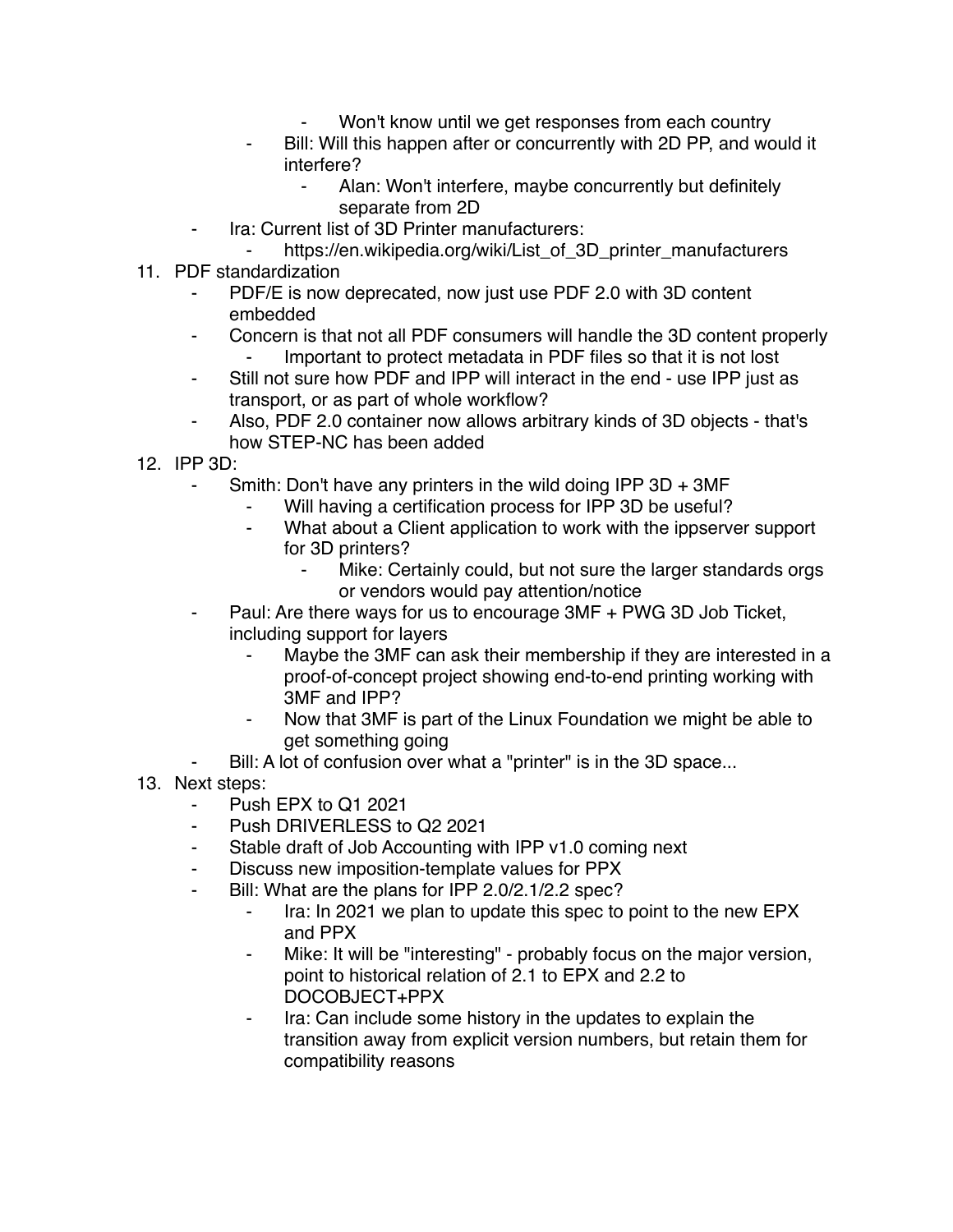- Won't know until we get responses from each country
    - Bill: Will this happen after or concurrently with 2D PP, and would it interfere?
        - Alan: Won't interfere, maybe concurrently but definitely separate from 2D
- Ira: Current list of 3D Printer manufacturers:
    - https://en.wikipedia.org/wiki/List_of_3D_printer_manufacturers

11. PDF standardization
    - PDF/E is now deprecated, now just use PDF 2.0 with 3D content embedded
    - Concern is that not all PDF consumers will handle the 3D content properly
        - Important to protect metadata in PDF files so that it is not lost
    - Still not sure how PDF and IPP will interact in the end - use IPP just as transport, or as part of whole workflow?
    - Also, PDF 2.0 container now allows arbitrary kinds of 3D objects - that's how STEP-NC has been added
12. IPP 3D:
    - Smith: Don't have any printers in the wild doing IPP 3D + 3MF
        - Will having a certification process for IPP 3D be useful?
        - What about a Client application to work with the ippserver support for 3D printers?
            - Mike: Certainly could, but not sure the larger standards orgs or vendors would pay attention/notice
    - Paul: Are there ways for us to encourage 3MF + PWG 3D Job Ticket, including support for layers
        - Maybe the 3MF can ask their membership if they are interested in a proof-of-concept project showing end-to-end printing working with 3MF and IPP?
        - Now that 3MF is part of the Linux Foundation we might be able to get something going
    - Bill: A lot of confusion over what a "printer" is in the 3D space...
13. Next steps:
    - Push EPX to Q1 2021
    - Push DRIVERLESS to Q2 2021
    - Stable draft of Job Accounting with IPP v1.0 coming next
    - Discuss new imposition-template values for PPX
    - Bill: What are the plans for IPP 2.0/2.1/2.2 spec?
        - Ira: In 2021 we plan to update this spec to point to the new EPX and PPX
        - Mike: It will be "interesting" - probably focus on the major version, point to historical relation of 2.1 to EPX and 2.2 to DOCOBJECT+PPX
        - Ira: Can include some history in the updates to explain the transition away from explicit version numbers, but retain them for compatibility reasons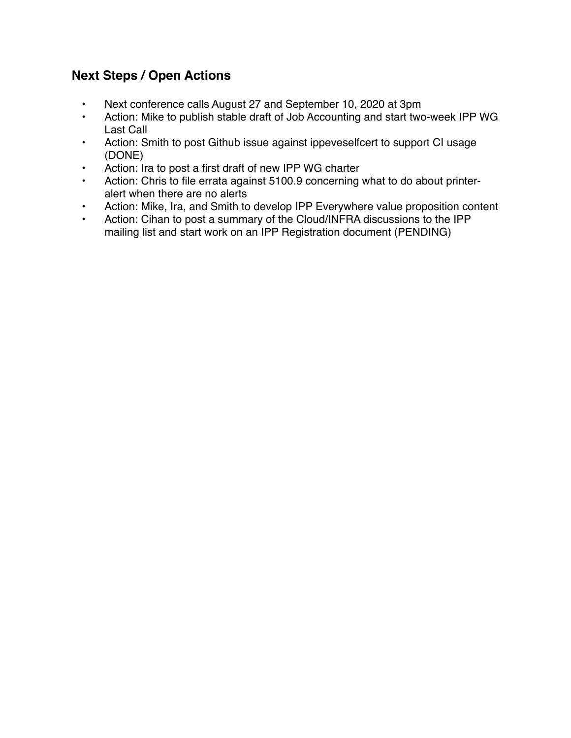## Next Steps / Open Actions

- Next conference calls August 27 and September 10, 2020 at 3pm
- Action: Mike to publish stable draft of Job Accounting and start two-week IPP WG Last Call
- Action: Smith to post Github issue against ippeveselfcert to support CI usage (DONE)
- Action: Ira to post a first draft of new IPP WG charter
- Action: Chris to file errata against 5100.9 concerning what to do about printer-alert when there are no alerts
- Action: Mike, Ira, and Smith to develop IPP Everywhere value proposition content
- Action: Cihan to post a summary of the Cloud/INFRA discussions to the IPP mailing list and start work on an IPP Registration document (PENDING)